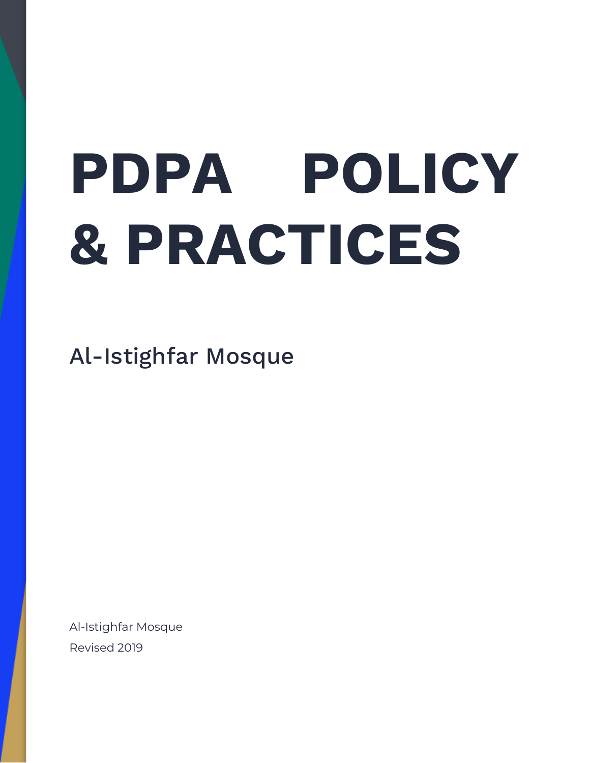# PDPA POLICY & PRACTICES

## Al-Istighfar Mosque

Al-Istighfar Mosque

Revised 2019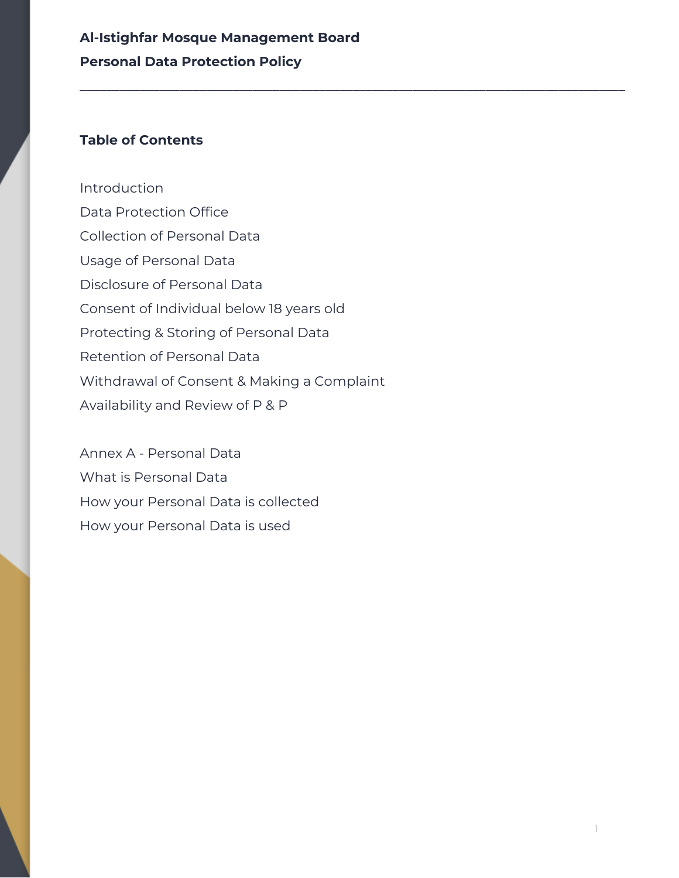**Al-Istighfar Mosque Management Board**

**Personal Data Protection Policy**

---

## Table of Contents

Introduction

Data Protection Office

Collection of Personal Data

Usage of Personal Data

Disclosure of Personal Data

Consent of Individual below 18 years old

Protecting & Storing of Personal Data

Retention of Personal Data

Withdrawal of Consent & Making a Complaint

Availability and Review of P & P

Annex A - Personal Data

What is Personal Data

How your Personal Data is collected

How your Personal Data is used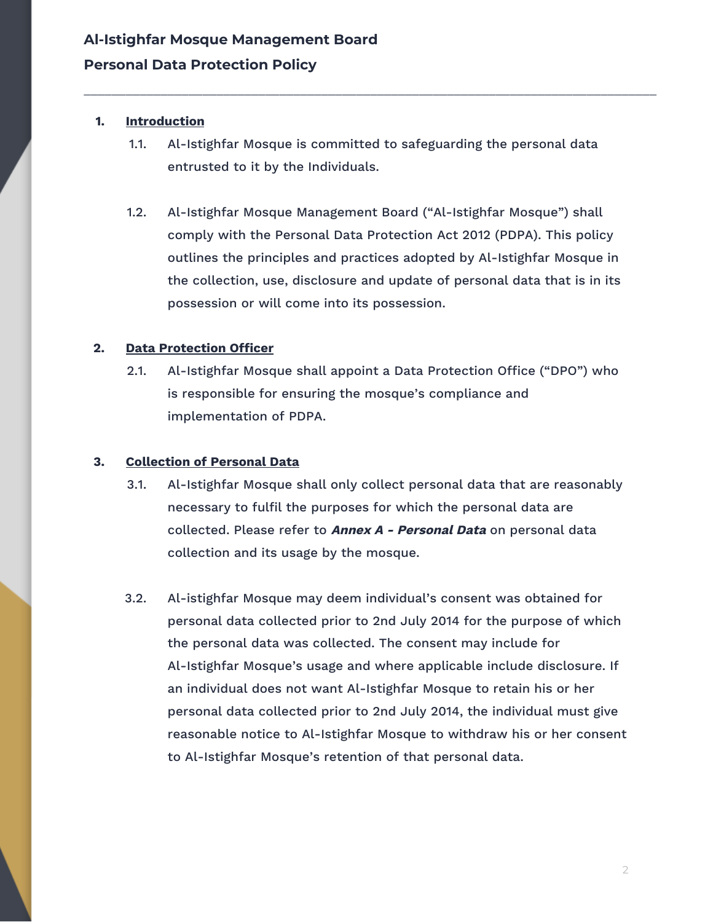**Al-Istighfar Mosque Management Board**

**Personal Data Protection Policy**

---

1. **Introduction**

    1.1. Al-Istighfar Mosque is committed to safeguarding the personal data entrusted to it by the Individuals.

    1.2. Al-Istighfar Mosque Management Board ("Al-Istighfar Mosque") shall comply with the Personal Data Protection Act 2012 (PDPA). This policy outlines the principles and practices adopted by Al-Istighfar Mosque in the collection, use, disclosure and update of personal data that is in its possession or will come into its possession.

2. **Data Protection Officer**

    2.1. Al-Istighfar Mosque shall appoint a Data Protection Office ("DPO") who is responsible for ensuring the mosque's compliance and implementation of PDPA.

3. **Collection of Personal Data**

    3.1. Al-Istighfar Mosque shall only collect personal data that are reasonably necessary to fulfil the purposes for which the personal data are collected. Please refer to ***Annex A - Personal Data*** on personal data collection and its usage by the mosque.

    3.2. Al-istighfar Mosque may deem individual's consent was obtained for personal data collected prior to 2nd July 2014 for the purpose of which the personal data was collected. The consent may include for Al-Istighfar Mosque's usage and where applicable include disclosure. If an individual does not want Al-Istighfar Mosque to retain his or her personal data collected prior to 2nd July 2014, the individual must give reasonable notice to Al-Istighfar Mosque to withdraw his or her consent to Al-Istighfar Mosque's retention of that personal data.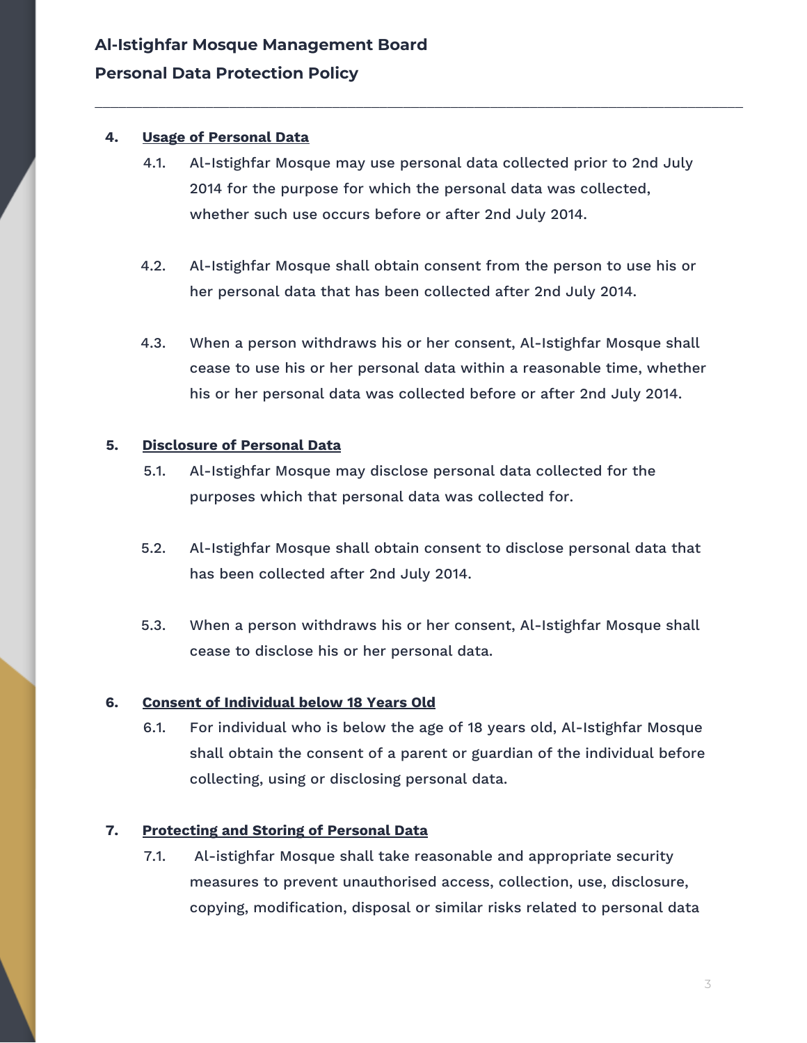4. **Usage of Personal Data**

   4.1. Al-Istighfar Mosque may use personal data collected prior to 2nd July 2014 for the purpose for which the personal data was collected, whether such use occurs before or after 2nd July 2014.

   4.2. Al-Istighfar Mosque shall obtain consent from the person to use his or her personal data that has been collected after 2nd July 2014.

   4.3. When a person withdraws his or her consent, Al-Istighfar Mosque shall cease to use his or her personal data within a reasonable time, whether his or her personal data was collected before or after 2nd July 2014.

5. **Disclosure of Personal Data**

   5.1. Al-Istighfar Mosque may disclose personal data collected for the purposes which that personal data was collected for.

   5.2. Al-Istighfar Mosque shall obtain consent to disclose personal data that has been collected after 2nd July 2014.

   5.3. When a person withdraws his or her consent, Al-Istighfar Mosque shall cease to disclose his or her personal data.

6. **Consent of Individual below 18 Years Old**

   6.1. For individual who is below the age of 18 years old, Al-Istighfar Mosque shall obtain the consent of a parent or guardian of the individual before collecting, using or disclosing personal data.

7. **Protecting and Storing of Personal Data**

   7.1. Al-istighfar Mosque shall take reasonable and appropriate security measures to prevent unauthorised access, collection, use, disclosure, copying, modification, disposal or similar risks related to personal data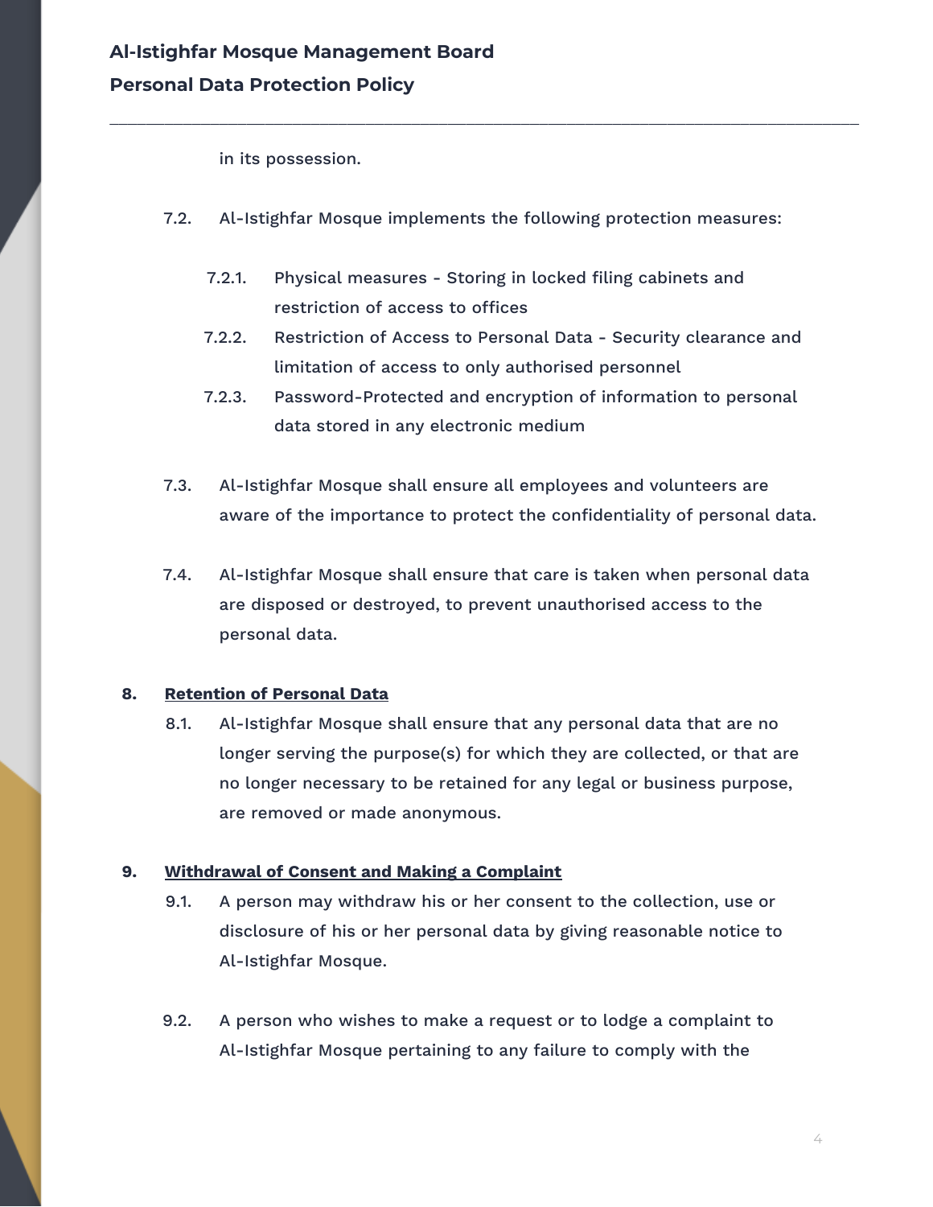in its possession.

7.2. Al-Istighfar Mosque implements the following protection measures:

7.2.1. Physical measures - Storing in locked filing cabinets and restriction of access to offices

7.2.2. Restriction of Access to Personal Data - Security clearance and limitation of access to only authorised personnel

7.2.3. Password-Protected and encryption of information to personal data stored in any electronic medium

7.3. Al-Istighfar Mosque shall ensure all employees and volunteers are aware of the importance to protect the confidentiality of personal data.

7.4. Al-Istighfar Mosque shall ensure that care is taken when personal data are disposed or destroyed, to prevent unauthorised access to the personal data.

## 8. Retention of Personal Data

8.1. Al-Istighfar Mosque shall ensure that any personal data that are no longer serving the purpose(s) for which they are collected, or that are no longer necessary to be retained for any legal or business purpose, are removed or made anonymous.

## 9. Withdrawal of Consent and Making a Complaint

9.1. A person may withdraw his or her consent to the collection, use or disclosure of his or her personal data by giving reasonable notice to Al-Istighfar Mosque.

9.2. A person who wishes to make a request or to lodge a complaint to Al-Istighfar Mosque pertaining to any failure to comply with the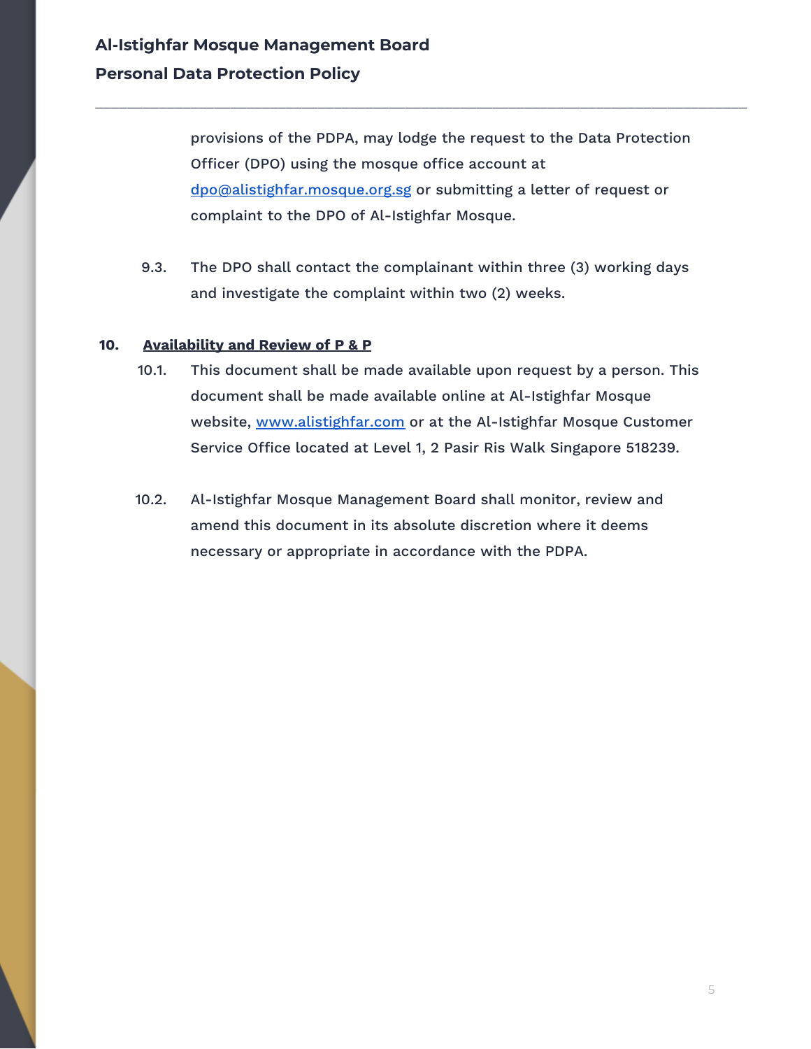provisions of the PDPA, may lodge the request to the Data Protection Officer (DPO) using the mosque office account at [dpo@alistighfar.mosque.org.sg](mailto:dpo@alistighfar.mosque.org.sg) or submitting a letter of request or complaint to the DPO of Al-Istighfar Mosque.

9.3. The DPO shall contact the complainant within three (3) working days and investigate the complaint within two (2) weeks.

## 10. Availability and Review of P & P

10.1. This document shall be made available upon request by a person. This document shall be made available online at Al-Istighfar Mosque website, [www.alistighfar.com](http://www.alistighfar.com) or at the Al-Istighfar Mosque Customer Service Office located at Level 1, 2 Pasir Ris Walk Singapore 518239.

10.2. Al-Istighfar Mosque Management Board shall monitor, review and amend this document in its absolute discretion where it deems necessary or appropriate in accordance with the PDPA.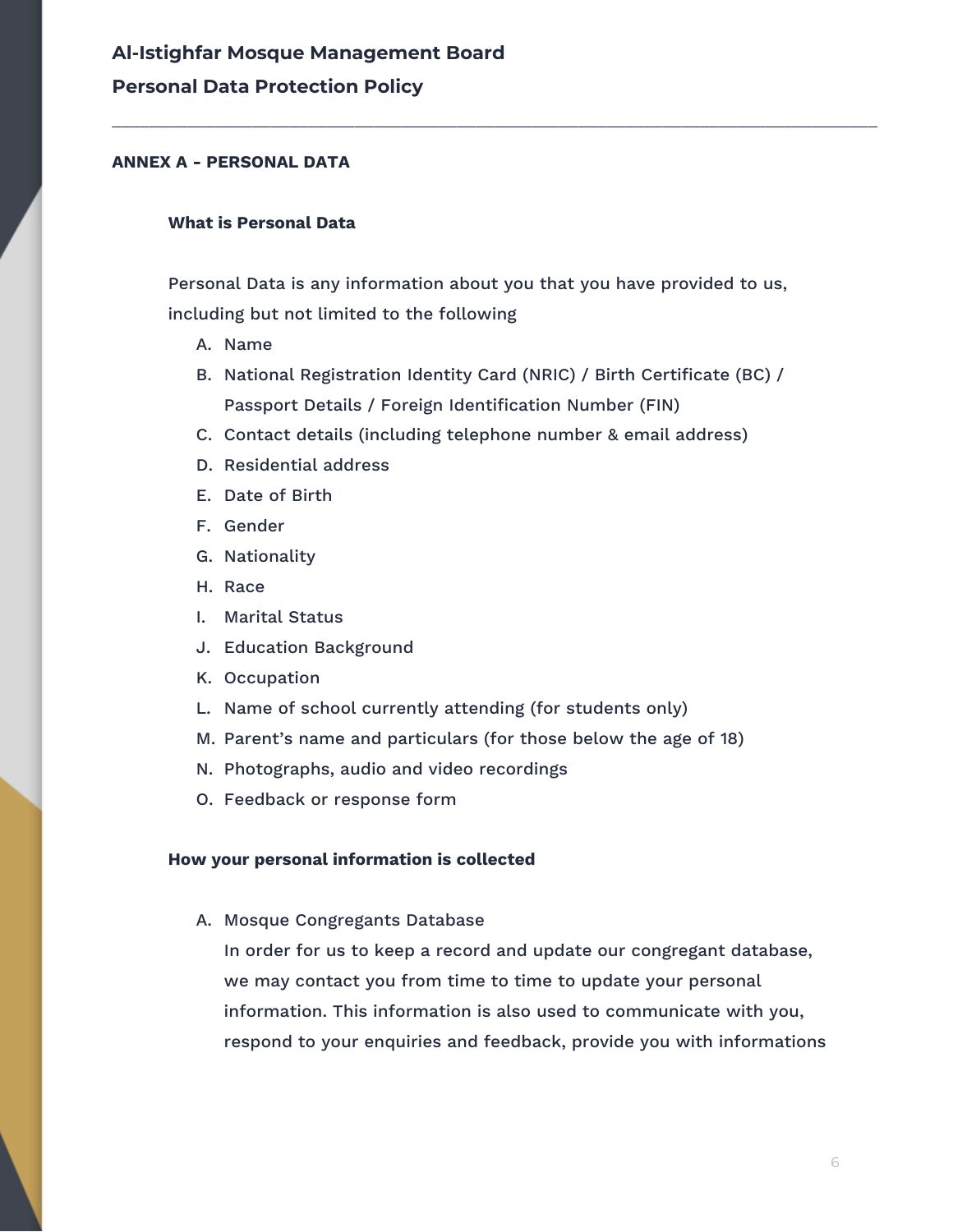## ANNEX A - PERSONAL DATA

### What is Personal Data

Personal Data is any information about you that you have provided to us, including but not limited to the following

A. Name
B. National Registration Identity Card (NRIC) / Birth Certificate (BC) / Passport Details / Foreign Identification Number (FIN)
C. Contact details (including telephone number & email address)
D. Residential address
E. Date of Birth
F. Gender
G. Nationality
H. Race
I. Marital Status
J. Education Background
K. Occupation
L. Name of school currently attending (for students only)
M. Parent's name and particulars (for those below the age of 18)
N. Photographs, audio and video recordings
O. Feedback or response form

### How your personal information is collected

A. Mosque Congregants Database
In order for us to keep a record and update our congregant database, we may contact you from time to time to update your personal information. This information is also used to communicate with you, respond to your enquiries and feedback, provide you with informations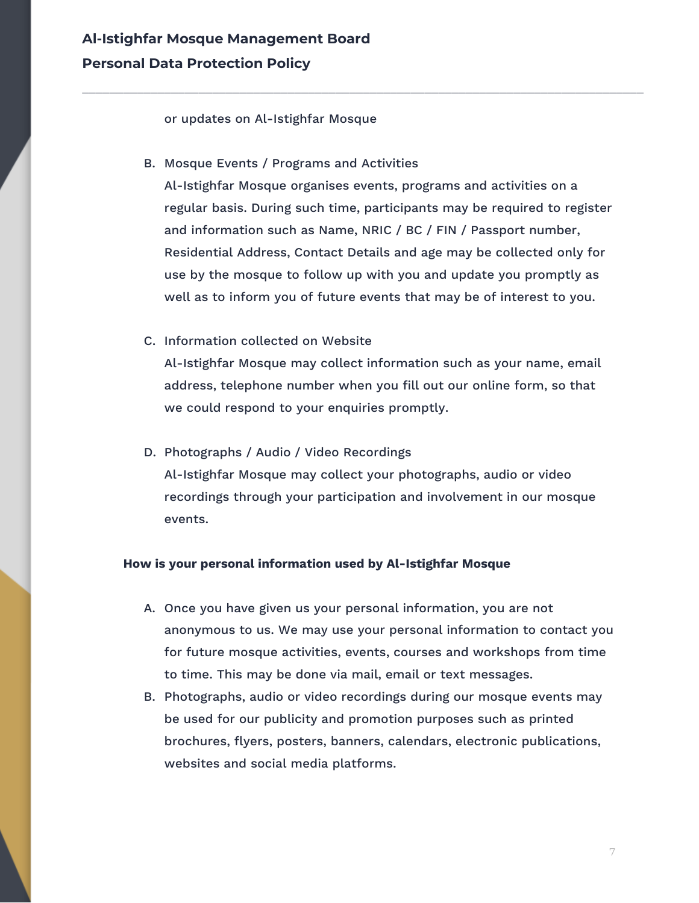or updates on Al-Istighfar Mosque

B. Mosque Events / Programs and Activities
   Al-Istighfar Mosque organises events, programs and activities on a regular basis. During such time, participants may be required to register and information such as Name, NRIC / BC / FIN / Passport number, Residential Address, Contact Details and age may be collected only for use by the mosque to follow up with you and update you promptly as well as to inform you of future events that may be of interest to you.

C. Information collected on Website
   Al-Istighfar Mosque may collect information such as your name, email address, telephone number when you fill out our online form, so that we could respond to your enquiries promptly.

D. Photographs / Audio / Video Recordings
   Al-Istighfar Mosque may collect your photographs, audio or video recordings through your participation and involvement in our mosque events.

**How is your personal information used by Al-Istighfar Mosque**

A. Once you have given us your personal information, you are not anonymous to us. We may use your personal information to contact you for future mosque activities, events, courses and workshops from time to time. This may be done via mail, email or text messages.
B. Photographs, audio or video recordings during our mosque events may be used for our publicity and promotion purposes such as printed brochures, flyers, posters, banners, calendars, electronic publications, websites and social media platforms.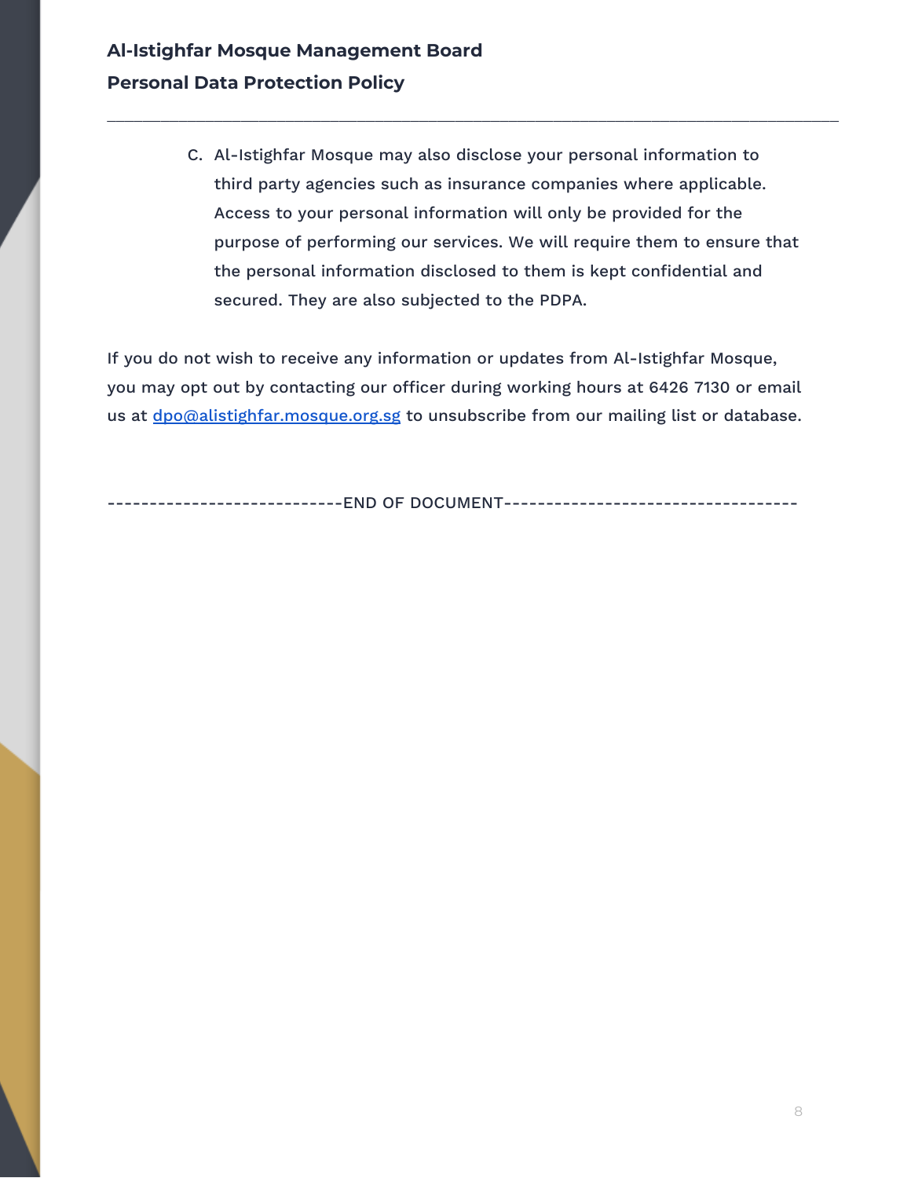C. Al-Istighfar Mosque may also disclose your personal information to third party agencies such as insurance companies where applicable. Access to your personal information will only be provided for the purpose of performing our services. We will require them to ensure that the personal information disclosed to them is kept confidential and secured. They are also subjected to the PDPA.

If you do not wish to receive any information or updates from Al-Istighfar Mosque, you may opt out by contacting our officer during working hours at 6426 7130 or email us at dpo@alistighfar.mosque.org.sg to unsubscribe from our mailing list or database.

----------------------------END OF DOCUMENT-----------------------------------